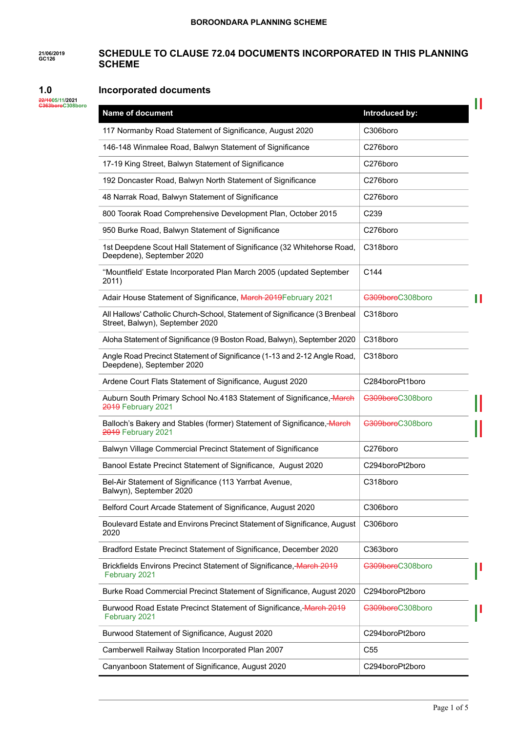21/06/2019
GC126

# SCHEDULE TO CLAUSE 72.04 DOCUMENTS INCORPORATED IN THIS PLANNING SCHEME

22/10 05/11/2021
C363boro C308boro

## 1.0 Incorporated documents

| Name of document | Introduced by: |
|---|---|
| 117 Normanby Road Statement of Significance, August 2020 | C306boro |
| 146-148 Winmalee Road, Balwyn Statement of Significance | C276boro |
| 17-19 King Street, Balwyn Statement of Significance | C276boro |
| 192 Doncaster Road, Balwyn North Statement of Significance | C276boro |
| 48 Narrak Road, Balwyn Statement of Significance | C276boro |
| 800 Toorak Road Comprehensive Development Plan, October 2015 | C239 |
| 950 Burke Road, Balwyn Statement of Significance | C276boro |
| 1st Deepdene Scout Hall Statement of Significance (32 Whitehorse Road, Deepdene), September 2020 | C318boro |
| "Mountfield' Estate Incorporated Plan March 2005 (updated September 2011) | C144 |
| Adair House Statement of Significance, ~~March 2019~~ February 2021 | ~~C309boro~~ C308boro |
| All Hallows' Catholic Church-School, Statement of Significance (3 Brenbeal Street, Balwyn), September 2020 | C318boro |
| Aloha Statement of Significance (9 Boston Road, Balwyn), September 2020 | C318boro |
| Angle Road Precinct Statement of Significance (1-13 and 2-12 Angle Road, Deepdene), September 2020 | C318boro |
| Ardene Court Flats Statement of Significance, August 2020 | C284boroPt1boro |
| Auburn South Primary School No.4183 Statement of Significance, ~~March 2019~~ February 2021 | ~~C309boro~~ C308boro |
| Balloch's Bakery and Stables (former) Statement of Significance, ~~March 2019~~ February 2021 | ~~C309boro~~ C308boro |
| Balwyn Village Commercial Precinct Statement of Significance | C276boro |
| Banool Estate Precinct Statement of Significance, August 2020 | C294boroPt2boro |
| Bel-Air Statement of Significance (113 Yarrbat Avenue, Balwyn), September 2020 | C318boro |
| Belford Court Arcade Statement of Significance, August 2020 | C306boro |
| Boulevard Estate and Environs Precinct Statement of Significance, August 2020 | C306boro |
| Bradford Estate Precinct Statement of Significance, December 2020 | C363boro |
| Brickfields Environs Precinct Statement of Significance, ~~March 2019~~ February 2021 | ~~C309boro~~ C308boro |
| Burke Road Commercial Precinct Statement of Significance, August 2020 | C294boroPt2boro |
| Burwood Road Estate Precinct Statement of Significance, ~~March 2019~~ February 2021 | ~~C309boro~~ C308boro |
| Burwood Statement of Significance, August 2020 | C294boroPt2boro |
| Camberwell Railway Station Incorporated Plan 2007 | C55 |
| Canyanboon Statement of Significance, August 2020 | C294boroPt2boro |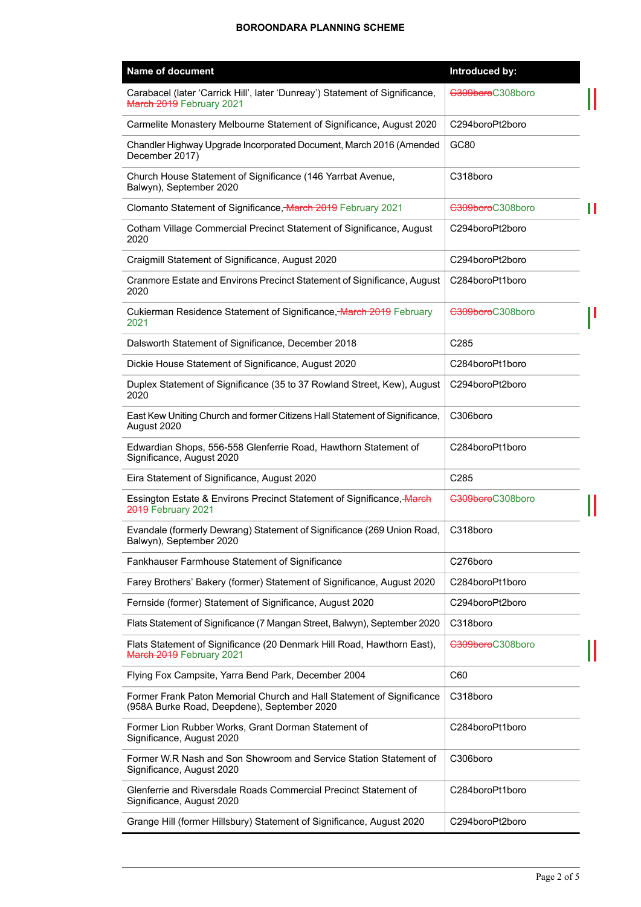| Name of document | Introduced by: |
|---|---|
| Carabacel (later 'Carrick Hill', later 'Dunreay') Statement of Significance, ~~March 2019~~ February 2021 | ~~C309boro~~C308boro |
| Carmelite Monastery Melbourne Statement of Significance, August 2020 | C294boroPt2boro |
| Chandler Highway Upgrade Incorporated Document, March 2016 (Amended December 2017) | GC80 |
| Church House Statement of Significance (146 Yarrbat Avenue, Balwyn), September 2020 | C318boro |
| Clomanto Statement of Significance, ~~March 2019~~ February 2021 | ~~C309boro~~C308boro |
| Cotham Village Commercial Precinct Statement of Significance, August 2020 | C294boroPt2boro |
| Craigmill Statement of Significance, August 2020 | C294boroPt2boro |
| Cranmore Estate and Environs Precinct Statement of Significance, August 2020 | C284boroPt1boro |
| Cukierman Residence Statement of Significance, ~~March 2019~~ February 2021 | ~~C309boro~~C308boro |
| Dalsworth Statement of Significance, December 2018 | C285 |
| Dickie House Statement of Significance, August 2020 | C284boroPt1boro |
| Duplex Statement of Significance (35 to 37 Rowland Street, Kew), August 2020 | C294boroPt2boro |
| East Kew Uniting Church and former Citizens Hall Statement of Significance, August 2020 | C306boro |
| Edwardian Shops, 556-558 Glenferrie Road, Hawthorn Statement of Significance, August 2020 | C284boroPt1boro |
| Eira Statement of Significance, August 2020 | C285 |
| Essington Estate & Environs Precinct Statement of Significance, ~~March 2019~~ February 2021 | ~~C309boro~~C308boro |
| Evandale (formerly Dewrang) Statement of Significance (269 Union Road, Balwyn), September 2020 | C318boro |
| Fankhauser Farmhouse Statement of Significance | C276boro |
| Farey Brothers' Bakery (former) Statement of Significance, August 2020 | C284boroPt1boro |
| Fernside (former) Statement of Significance, August 2020 | C294boroPt2boro |
| Flats Statement of Significance (7 Mangan Street, Balwyn), September 2020 | C318boro |
| Flats Statement of Significance (20 Denmark Hill Road, Hawthorn East), ~~March 2019~~ February 2021 | ~~C309boro~~C308boro |
| Flying Fox Campsite, Yarra Bend Park, December 2004 | C60 |
| Former Frank Paton Memorial Church and Hall Statement of Significance (958A Burke Road, Deepdene), September 2020 | C318boro |
| Former Lion Rubber Works, Grant Dorman Statement of Significance, August 2020 | C284boroPt1boro |
| Former W.R Nash and Son Showroom and Service Station Statement of Significance, August 2020 | C306boro |
| Glenferrie and Riversdale Roads Commercial Precinct Statement of Significance, August 2020 | C284boroPt1boro |
| Grange Hill (former Hillsbury) Statement of Significance, August 2020 | C294boroPt2boro |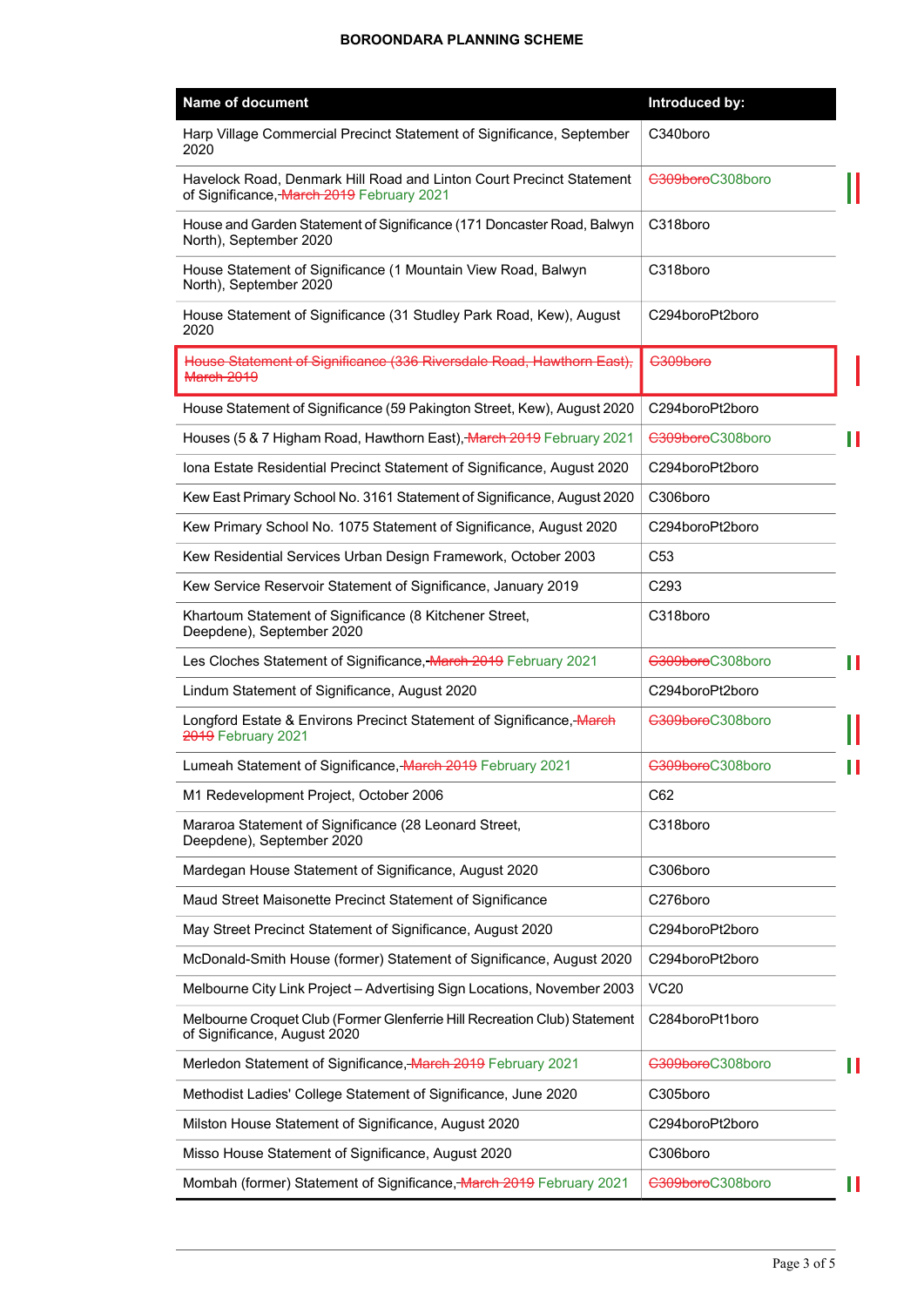| Name of document | Introduced by: |
|---|---|
| Harp Village Commercial Precinct Statement of Significance, September 2020 | C340boro |
| Havelock Road, Denmark Hill Road and Linton Court Precinct Statement of Significance, ~~March 2019~~ February 2021 | ~~C309boro~~C308boro |
| House and Garden Statement of Significance (171 Doncaster Road, Balwyn North), September 2020 | C318boro |
| House Statement of Significance (1 Mountain View Road, Balwyn North), September 2020 | C318boro |
| House Statement of Significance (31 Studley Park Road, Kew), August 2020 | C294boroPt2boro |
| ~~House Statement of Significance (336 Riversdale Road, Hawthorn East), March 2019~~ | ~~C309boro~~ |
| House Statement of Significance (59 Pakington Street, Kew), August 2020 | C294boroPt2boro |
| Houses (5 & 7 Higham Road, Hawthorn East), ~~March 2019~~ February 2021 | ~~C309boro~~C308boro |
| Iona Estate Residential Precinct Statement of Significance, August 2020 | C294boroPt2boro |
| Kew East Primary School No. 3161 Statement of Significance, August 2020 | C306boro |
| Kew Primary School No. 1075 Statement of Significance, August 2020 | C294boroPt2boro |
| Kew Residential Services Urban Design Framework, October 2003 | C53 |
| Kew Service Reservoir Statement of Significance, January 2019 | C293 |
| Khartoum Statement of Significance (8 Kitchener Street, Deepdene), September 2020 | C318boro |
| Les Cloches Statement of Significance, ~~March 2019~~ February 2021 | ~~C309boro~~C308boro |
| Lindum Statement of Significance, August 2020 | C294boroPt2boro |
| Longford Estate & Environs Precinct Statement of Significance, ~~March 2019~~ February 2021 | ~~C309boro~~C308boro |
| Lumeah Statement of Significance, ~~March 2019~~ February 2021 | ~~C309boro~~C308boro |
| M1 Redevelopment Project, October 2006 | C62 |
| Mararoa Statement of Significance (28 Leonard Street, Deepdene), September 2020 | C318boro |
| Mardegan House Statement of Significance, August 2020 | C306boro |
| Maud Street Maisonette Precinct Statement of Significance | C276boro |
| May Street Precinct Statement of Significance, August 2020 | C294boroPt2boro |
| McDonald-Smith House (former) Statement of Significance, August 2020 | C294boroPt2boro |
| Melbourne City Link Project – Advertising Sign Locations, November 2003 | VC20 |
| Melbourne Croquet Club (Former Glenferrie Hill Recreation Club) Statement of Significance, August 2020 | C284boroPt1boro |
| Merledon Statement of Significance, ~~March 2019~~ February 2021 | ~~C309boro~~C308boro |
| Methodist Ladies' College Statement of Significance, June 2020 | C305boro |
| Milston House Statement of Significance, August 2020 | C294boroPt2boro |
| Misso House Statement of Significance, August 2020 | C306boro |
| Mombah (former) Statement of Significance, ~~March 2019~~ February 2021 | ~~C309boro~~C308boro |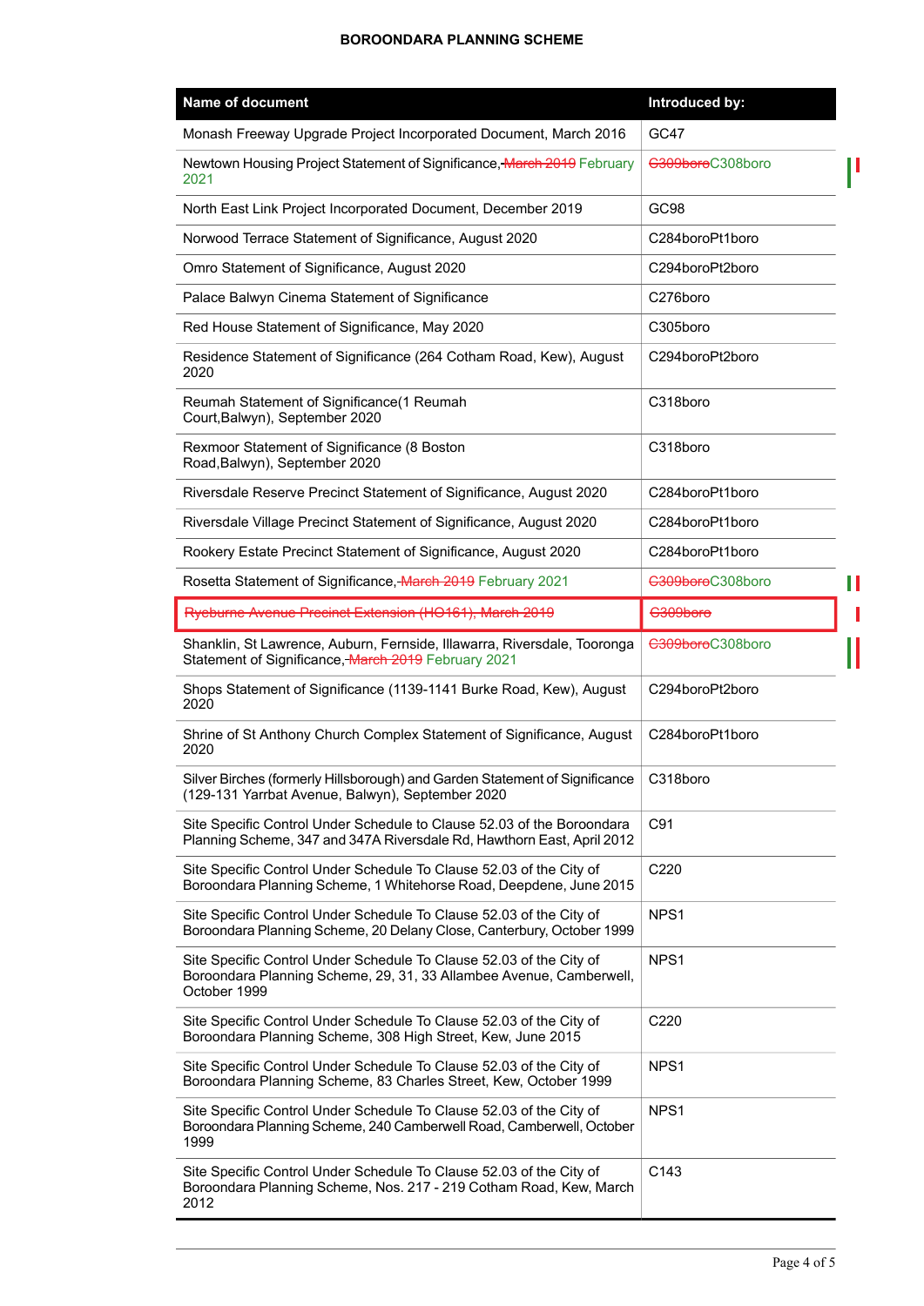**BOROONDARA PLANNING SCHEME**

| Name of document | Introduced by: |
|---|---|
| Monash Freeway Upgrade Project Incorporated Document, March 2016 | GC47 |
| Newtown Housing Project Statement of Significance, ~~March 2019~~ February 2021 | ~~C309boro~~C308boro |
| North East Link Project Incorporated Document, December 2019 | GC98 |
| Norwood Terrace Statement of Significance, August 2020 | C284boroPt1boro |
| Omro Statement of Significance, August 2020 | C294boroPt2boro |
| Palace Balwyn Cinema Statement of Significance | C276boro |
| Red House Statement of Significance, May 2020 | C305boro |
| Residence Statement of Significance (264 Cotham Road, Kew), August 2020 | C294boroPt2boro |
| Reumah Statement of Significance(1 Reumah Court,Balwyn), September 2020 | C318boro |
| Rexmoor Statement of Significance (8 Boston Road,Balwyn), September 2020 | C318boro |
| Riversdale Reserve Precinct Statement of Significance, August 2020 | C284boroPt1boro |
| Riversdale Village Precinct Statement of Significance, August 2020 | C284boroPt1boro |
| Rookery Estate Precinct Statement of Significance, August 2020 | C284boroPt1boro |
| Rosetta Statement of Significance, ~~March 2019~~ February 2021 | ~~C309boro~~C308boro |
| ~~Ryeburne Avenue Precinct Extension (HO161), March 2019~~ | ~~C309boro~~ |
| Shanklin, St Lawrence, Auburn, Fernside, Illawarra, Riversdale, Tooronga Statement of Significance, ~~March 2019~~ February 2021 | ~~C309boro~~C308boro |
| Shops Statement of Significance (1139-1141 Burke Road, Kew), August 2020 | C294boroPt2boro |
| Shrine of St Anthony Church Complex Statement of Significance, August 2020 | C284boroPt1boro |
| Silver Birches (formerly Hillsborough) and Garden Statement of Significance (129-131 Yarrbat Avenue, Balwyn), September 2020 | C318boro |
| Site Specific Control Under Schedule to Clause 52.03 of the Boroondara Planning Scheme, 347 and 347A Riversdale Rd, Hawthorn East, April 2012 | C91 |
| Site Specific Control Under Schedule To Clause 52.03 of the City of Boroondara Planning Scheme, 1 Whitehorse Road, Deepdene, June 2015 | C220 |
| Site Specific Control Under Schedule To Clause 52.03 of the City of Boroondara Planning Scheme, 20 Delany Close, Canterbury, October 1999 | NPS1 |
| Site Specific Control Under Schedule To Clause 52.03 of the City of Boroondara Planning Scheme, 29, 31, 33 Allambee Avenue, Camberwell, October 1999 | NPS1 |
| Site Specific Control Under Schedule To Clause 52.03 of the City of Boroondara Planning Scheme, 308 High Street, Kew, June 2015 | C220 |
| Site Specific Control Under Schedule To Clause 52.03 of the City of Boroondara Planning Scheme, 83 Charles Street, Kew, October 1999 | NPS1 |
| Site Specific Control Under Schedule To Clause 52.03 of the City of Boroondara Planning Scheme, 240 Camberwell Road, Camberwell, October 1999 | NPS1 |
| Site Specific Control Under Schedule To Clause 52.03 of the City of Boroondara Planning Scheme, Nos. 217 - 219 Cotham Road, Kew, March 2012 | C143 |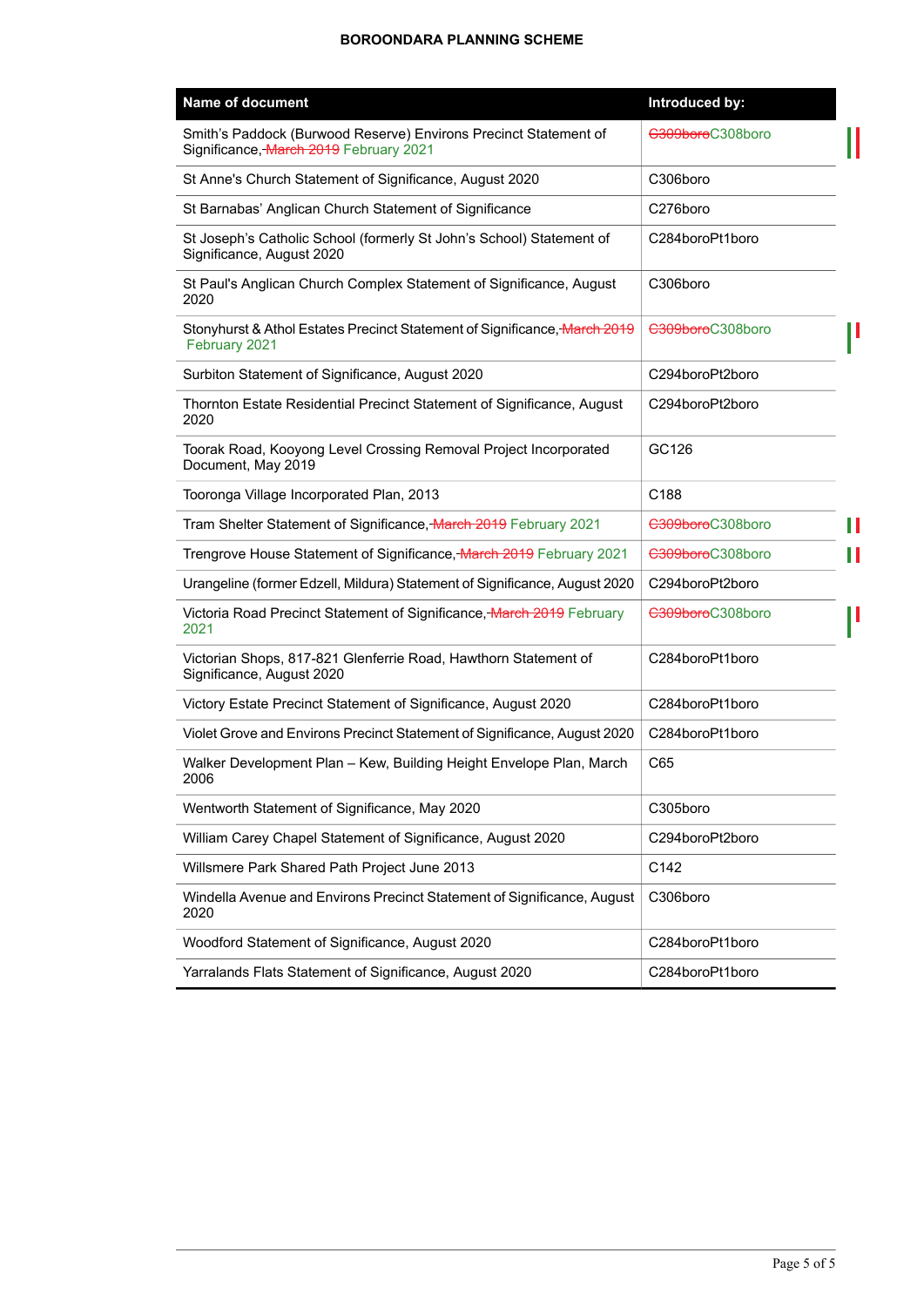| Name of document | Introduced by: |
|---|---|
| Smith's Paddock (Burwood Reserve) Environs Precinct Statement of Significance, ~~March 2019~~ February 2021 | ~~C309boro~~C308boro |
| St Anne's Church Statement of Significance, August 2020 | C306boro |
| St Barnabas' Anglican Church Statement of Significance | C276boro |
| St Joseph's Catholic School (formerly St John's School) Statement of Significance, August 2020 | C284boroPt1boro |
| St Paul's Anglican Church Complex Statement of Significance, August 2020 | C306boro |
| Stonyhurst & Athol Estates Precinct Statement of Significance, ~~March 2019~~ February 2021 | ~~C309boro~~C308boro |
| Surbiton Statement of Significance, August 2020 | C294boroPt2boro |
| Thornton Estate Residential Precinct Statement of Significance, August 2020 | C294boroPt2boro |
| Toorak Road, Kooyong Level Crossing Removal Project Incorporated Document, May 2019 | GC126 |
| Tooronga Village Incorporated Plan, 2013 | C188 |
| Tram Shelter Statement of Significance, ~~March 2019~~ February 2021 | ~~C309boro~~C308boro |
| Trengrove House Statement of Significance, ~~March 2019~~ February 2021 | ~~C309boro~~C308boro |
| Urangeline (former Edzell, Mildura) Statement of Significance, August 2020 | C294boroPt2boro |
| Victoria Road Precinct Statement of Significance, ~~March 2019~~ February 2021 | ~~C309boro~~C308boro |
| Victorian Shops, 817-821 Glenferrie Road, Hawthorn Statement of Significance, August 2020 | C284boroPt1boro |
| Victory Estate Precinct Statement of Significance, August 2020 | C284boroPt1boro |
| Violet Grove and Environs Precinct Statement of Significance, August 2020 | C284boroPt1boro |
| Walker Development Plan – Kew, Building Height Envelope Plan, March 2006 | C65 |
| Wentworth Statement of Significance, May 2020 | C305boro |
| William Carey Chapel Statement of Significance, August 2020 | C294boroPt2boro |
| Willsmere Park Shared Path Project June 2013 | C142 |
| Windella Avenue and Environs Precinct Statement of Significance, August 2020 | C306boro |
| Woodford Statement of Significance, August 2020 | C284boroPt1boro |
| Yarralands Flats Statement of Significance, August 2020 | C284boroPt1boro |